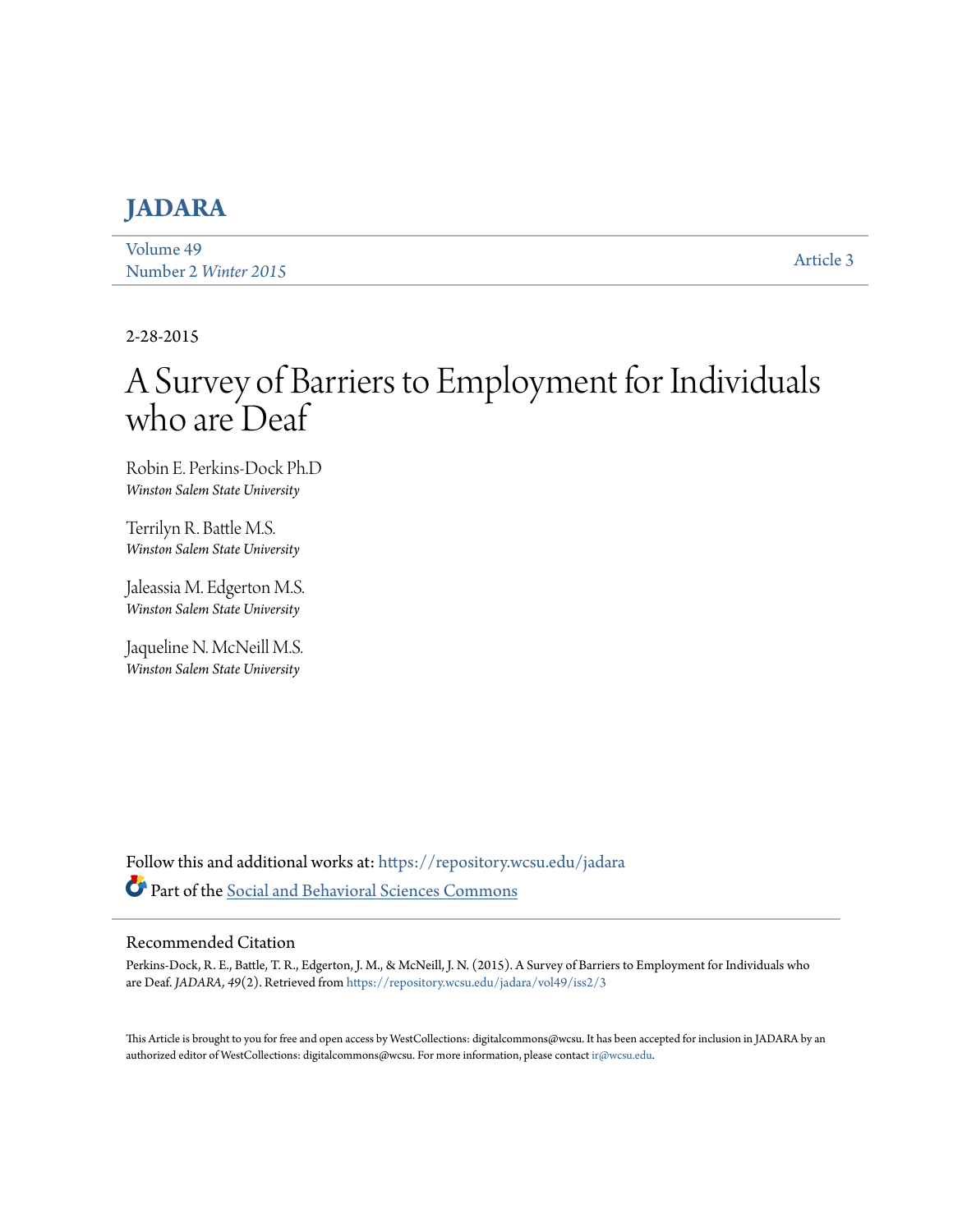# JADARA

Volume 49
Number 2 *Winter 2015*

Article 3

2-28-2015

# A Survey of Barriers to Employment for Individuals who are Deaf

Robin E. Perkins-Dock Ph.D
*Winston Salem State University*

Terrilyn R. Battle M.S.
*Winston Salem State University*

Jaleassia M. Edgerton M.S.
*Winston Salem State University*

Jaqueline N. McNeill M.S.
*Winston Salem State University*

Follow this and additional works at: https://repository.wcsu.edu/jadara

Part of the Social and Behavioral Sciences Commons

## Recommended Citation

Perkins-Dock, R. E., Battle, T. R., Edgerton, J. M., & McNeill, J. N. (2015). A Survey of Barriers to Employment for Individuals who are Deaf. *JADARA, 49*(2). Retrieved from https://repository.wcsu.edu/jadara/vol49/iss2/3

This Article is brought to you for free and open access by WestCollections: digitalcommons@wcsu. It has been accepted for inclusion in JADARA by an authorized editor of WestCollections: digitalcommons@wcsu. For more information, please contact ir@wcsu.edu.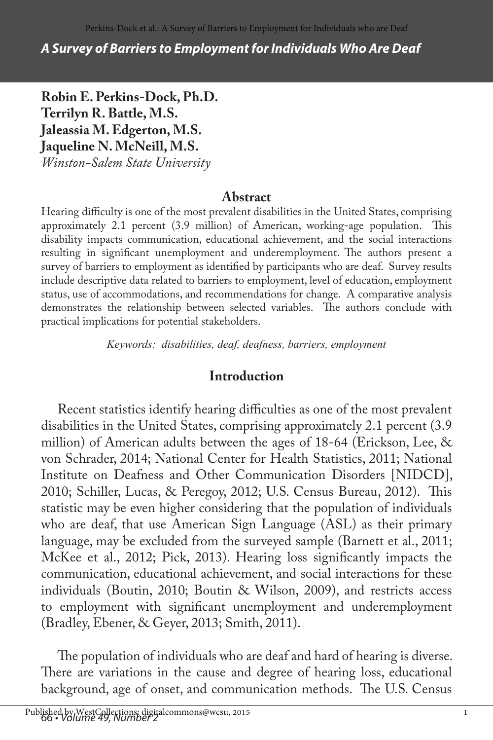# A Survey of Barriers to Employment for Individuals Who Are Deaf

**Robin E. Perkins-Dock, Ph.D.**
**Terrilyn R. Battle, M.S.**
**Jaleassia M. Edgerton, M.S.**
**Jaqueline N. McNeill, M.S.**
*Winston-Salem State University*

## Abstract

Hearing difficulty is one of the most prevalent disabilities in the United States, comprising approximately 2.1 percent (3.9 million) of American, working-age population. This disability impacts communication, educational achievement, and the social interactions resulting in significant unemployment and underemployment. The authors present a survey of barriers to employment as identified by participants who are deaf. Survey results include descriptive data related to barriers to employment, level of education, employment status, use of accommodations, and recommendations for change. A comparative analysis demonstrates the relationship between selected variables. The authors conclude with practical implications for potential stakeholders.

*Keywords: disabilities, deaf, deafness, barriers, employment*

## Introduction

Recent statistics identify hearing difficulties as one of the most prevalent disabilities in the United States, comprising approximately 2.1 percent (3.9 million) of American adults between the ages of 18-64 (Erickson, Lee, & von Schrader, 2014; National Center for Health Statistics, 2011; National Institute on Deafness and Other Communication Disorders [NIDCD], 2010; Schiller, Lucas, & Peregoy, 2012; U.S. Census Bureau, 2012). This statistic may be even higher considering that the population of individuals who are deaf, that use American Sign Language (ASL) as their primary language, may be excluded from the surveyed sample (Barnett et al., 2011; McKee et al., 2012; Pick, 2013). Hearing loss significantly impacts the communication, educational achievement, and social interactions for these individuals (Boutin, 2010; Boutin & Wilson, 2009), and restricts access to employment with significant unemployment and underemployment (Bradley, Ebener, & Geyer, 2013; Smith, 2011).

The population of individuals who are deaf and hard of hearing is diverse. There are variations in the cause and degree of hearing loss, educational background, age of onset, and communication methods. The U.S. Census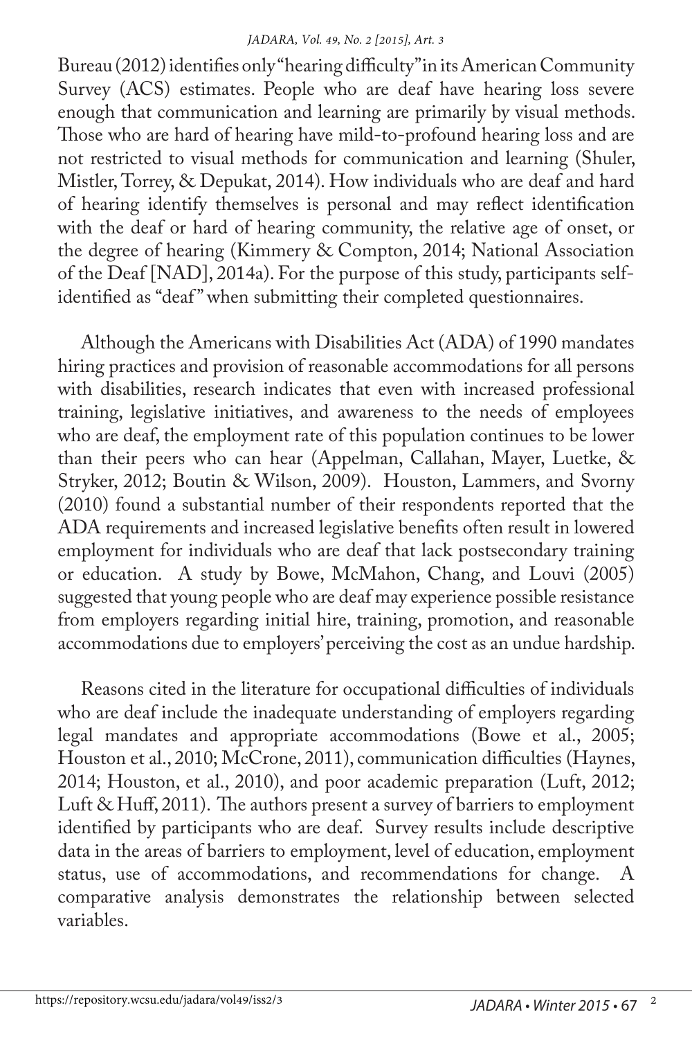Bureau (2012) identifies only "hearing difficulty" in its American Community Survey (ACS) estimates. People who are deaf have hearing loss severe enough that communication and learning are primarily by visual methods. Those who are hard of hearing have mild-to-profound hearing loss and are not restricted to visual methods for communication and learning (Shuler, Mistler, Torrey, & Depukat, 2014). How individuals who are deaf and hard of hearing identify themselves is personal and may reflect identification with the deaf or hard of hearing community, the relative age of onset, or the degree of hearing (Kimmery & Compton, 2014; National Association of the Deaf [NAD], 2014a). For the purpose of this study, participants self-identified as "deaf" when submitting their completed questionnaires.

Although the Americans with Disabilities Act (ADA) of 1990 mandates hiring practices and provision of reasonable accommodations for all persons with disabilities, research indicates that even with increased professional training, legislative initiatives, and awareness to the needs of employees who are deaf, the employment rate of this population continues to be lower than their peers who can hear (Appelman, Callahan, Mayer, Luetke, & Stryker, 2012; Boutin & Wilson, 2009). Houston, Lammers, and Svorny (2010) found a substantial number of their respondents reported that the ADA requirements and increased legislative benefits often result in lowered employment for individuals who are deaf that lack postsecondary training or education. A study by Bowe, McMahon, Chang, and Louvi (2005) suggested that young people who are deaf may experience possible resistance from employers regarding initial hire, training, promotion, and reasonable accommodations due to employers' perceiving the cost as an undue hardship.

Reasons cited in the literature for occupational difficulties of individuals who are deaf include the inadequate understanding of employers regarding legal mandates and appropriate accommodations (Bowe et al., 2005; Houston et al., 2010; McCrone, 2011), communication difficulties (Haynes, 2014; Houston, et al., 2010), and poor academic preparation (Luft, 2012; Luft & Huff, 2011). The authors present a survey of barriers to employment identified by participants who are deaf. Survey results include descriptive data in the areas of barriers to employment, level of education, employment status, use of accommodations, and recommendations for change. A comparative analysis demonstrates the relationship between selected variables.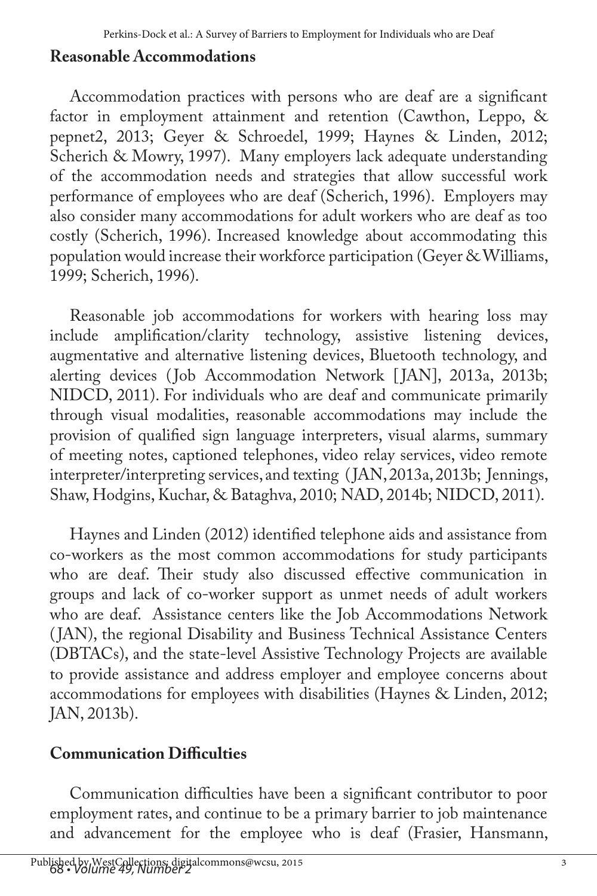## Reasonable Accommodations

Accommodation practices with persons who are deaf are a significant factor in employment attainment and retention (Cawthon, Leppo, & pepnet2, 2013; Geyer & Schroedel, 1999; Haynes & Linden, 2012; Scherich & Mowry, 1997). Many employers lack adequate understanding of the accommodation needs and strategies that allow successful work performance of employees who are deaf (Scherich, 1996). Employers may also consider many accommodations for adult workers who are deaf as too costly (Scherich, 1996). Increased knowledge about accommodating this population would increase their workforce participation (Geyer & Williams, 1999; Scherich, 1996).

Reasonable job accommodations for workers with hearing loss may include amplification/clarity technology, assistive listening devices, augmentative and alternative listening devices, Bluetooth technology, and alerting devices (Job Accommodation Network [JAN], 2013a, 2013b; NIDCD, 2011). For individuals who are deaf and communicate primarily through visual modalities, reasonable accommodations may include the provision of qualified sign language interpreters, visual alarms, summary of meeting notes, captioned telephones, video relay services, video remote interpreter/interpreting services, and texting (JAN, 2013a, 2013b; Jennings, Shaw, Hodgins, Kuchar, & Bataghva, 2010; NAD, 2014b; NIDCD, 2011).

Haynes and Linden (2012) identified telephone aids and assistance from co-workers as the most common accommodations for study participants who are deaf. Their study also discussed effective communication in groups and lack of co-worker support as unmet needs of adult workers who are deaf. Assistance centers like the Job Accommodations Network (JAN), the regional Disability and Business Technical Assistance Centers (DBTACs), and the state-level Assistive Technology Projects are available to provide assistance and address employer and employee concerns about accommodations for employees with disabilities (Haynes & Linden, 2012; JAN, 2013b).

## Communication Difficulties

Communication difficulties have been a significant contributor to poor employment rates, and continue to be a primary barrier to job maintenance and advancement for the employee who is deaf (Frasier, Hansmann,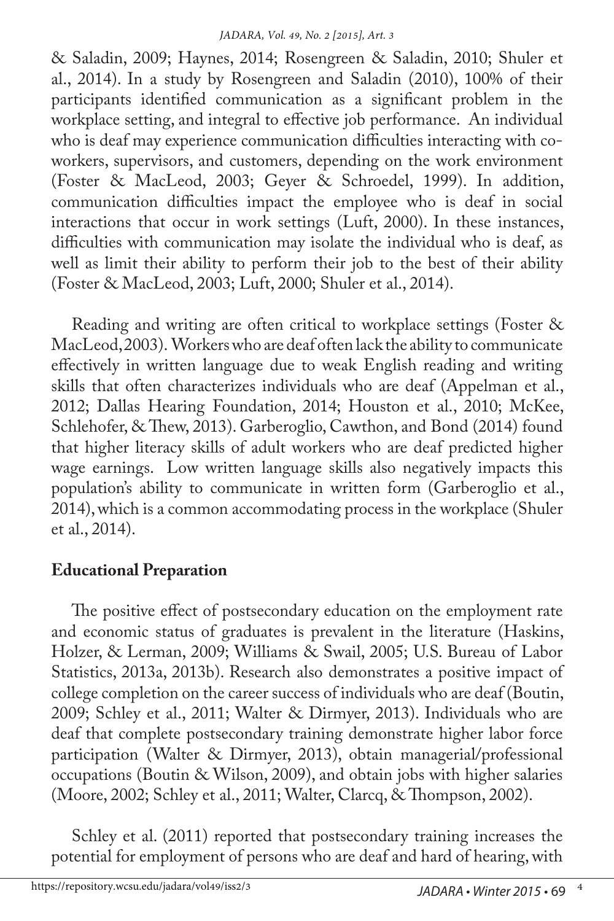& Saladin, 2009; Haynes, 2014; Rosengreen & Saladin, 2010; Shuler et al., 2014). In a study by Rosengreen and Saladin (2010), 100% of their participants identified communication as a significant problem in the workplace setting, and integral to effective job performance. An individual who is deaf may experience communication difficulties interacting with co-workers, supervisors, and customers, depending on the work environment (Foster & MacLeod, 2003; Geyer & Schroedel, 1999). In addition, communication difficulties impact the employee who is deaf in social interactions that occur in work settings (Luft, 2000). In these instances, difficulties with communication may isolate the individual who is deaf, as well as limit their ability to perform their job to the best of their ability (Foster & MacLeod, 2003; Luft, 2000; Shuler et al., 2014).

Reading and writing are often critical to workplace settings (Foster & MacLeod, 2003). Workers who are deaf often lack the ability to communicate effectively in written language due to weak English reading and writing skills that often characterizes individuals who are deaf (Appelman et al., 2012; Dallas Hearing Foundation, 2014; Houston et al., 2010; McKee, Schlehofer, & Thew, 2013). Garberoglio, Cawthon, and Bond (2014) found that higher literacy skills of adult workers who are deaf predicted higher wage earnings. Low written language skills also negatively impacts this population's ability to communicate in written form (Garberoglio et al., 2014), which is a common accommodating process in the workplace (Shuler et al., 2014).

## Educational Preparation

The positive effect of postsecondary education on the employment rate and economic status of graduates is prevalent in the literature (Haskins, Holzer, & Lerman, 2009; Williams & Swail, 2005; U.S. Bureau of Labor Statistics, 2013a, 2013b). Research also demonstrates a positive impact of college completion on the career success of individuals who are deaf (Boutin, 2009; Schley et al., 2011; Walter & Dirmyer, 2013). Individuals who are deaf that complete postsecondary training demonstrate higher labor force participation (Walter & Dirmyer, 2013), obtain managerial/professional occupations (Boutin & Wilson, 2009), and obtain jobs with higher salaries (Moore, 2002; Schley et al., 2011; Walter, Clarcq, & Thompson, 2002).

Schley et al. (2011) reported that postsecondary training increases the potential for employment of persons who are deaf and hard of hearing, with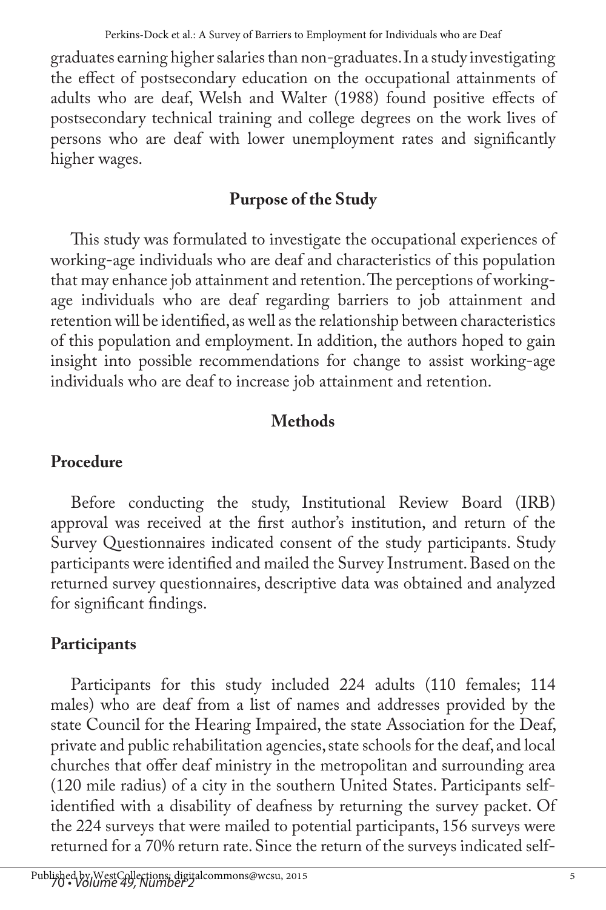graduates earning higher salaries than non-graduates. In a study investigating the effect of postsecondary education on the occupational attainments of adults who are deaf, Welsh and Walter (1988) found positive effects of postsecondary technical training and college degrees on the work lives of persons who are deaf with lower unemployment rates and significantly higher wages.

## Purpose of the Study

This study was formulated to investigate the occupational experiences of working-age individuals who are deaf and characteristics of this population that may enhance job attainment and retention. The perceptions of working-age individuals who are deaf regarding barriers to job attainment and retention will be identified, as well as the relationship between characteristics of this population and employment. In addition, the authors hoped to gain insight into possible recommendations for change to assist working-age individuals who are deaf to increase job attainment and retention.

## Methods

### Procedure

Before conducting the study, Institutional Review Board (IRB) approval was received at the first author's institution, and return of the Survey Questionnaires indicated consent of the study participants. Study participants were identified and mailed the Survey Instrument. Based on the returned survey questionnaires, descriptive data was obtained and analyzed for significant findings.

### Participants

Participants for this study included 224 adults (110 females; 114 males) who are deaf from a list of names and addresses provided by the state Council for the Hearing Impaired, the state Association for the Deaf, private and public rehabilitation agencies, state schools for the deaf, and local churches that offer deaf ministry in the metropolitan and surrounding area (120 mile radius) of a city in the southern United States. Participants self-identified with a disability of deafness by returning the survey packet. Of the 224 surveys that were mailed to potential participants, 156 surveys were returned for a 70% return rate. Since the return of the surveys indicated self-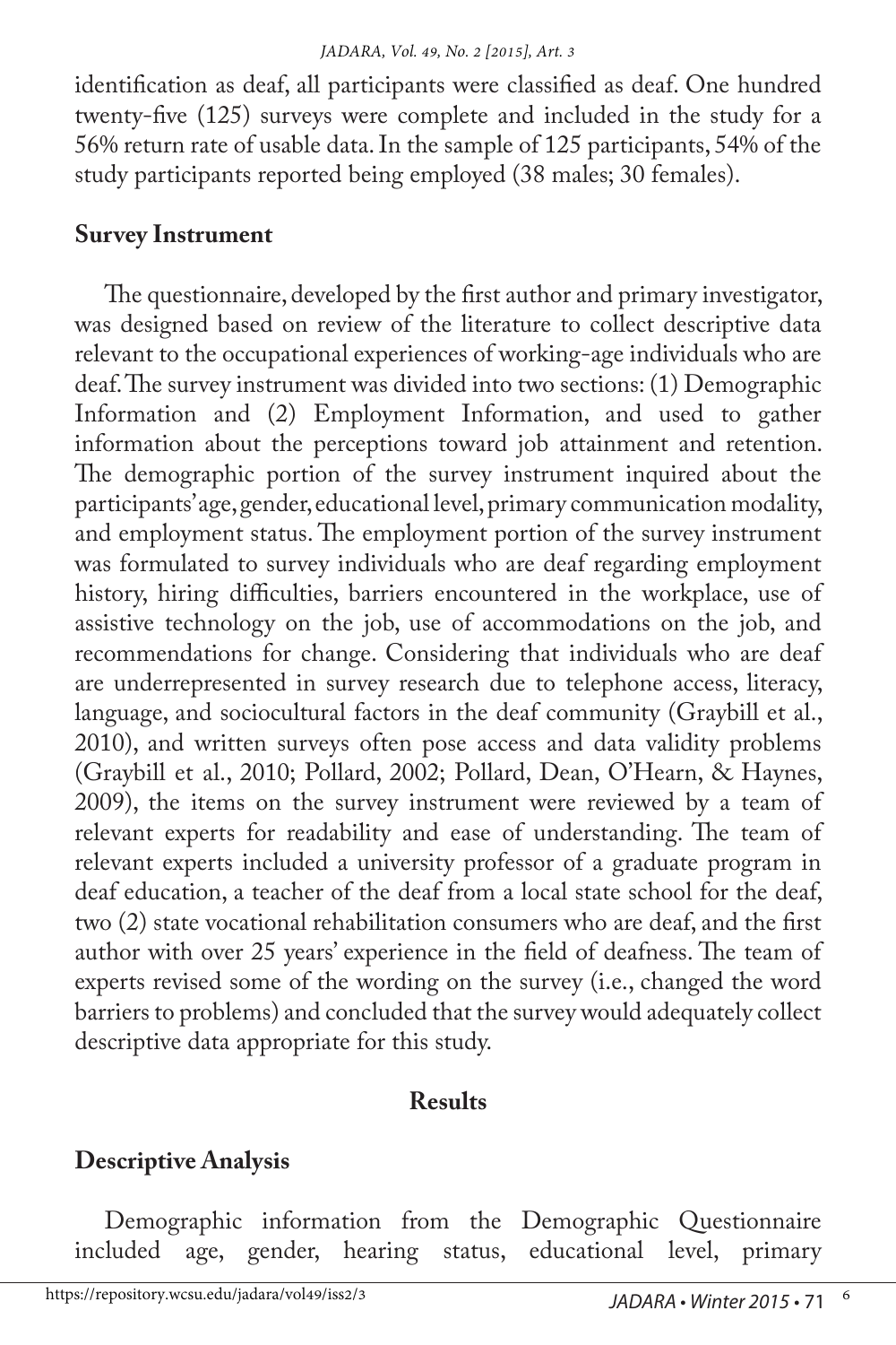identification as deaf, all participants were classified as deaf. One hundred twenty-five (125) surveys were complete and included in the study for a 56% return rate of usable data. In the sample of 125 participants, 54% of the study participants reported being employed (38 males; 30 females).

## Survey Instrument

The questionnaire, developed by the first author and primary investigator, was designed based on review of the literature to collect descriptive data relevant to the occupational experiences of working-age individuals who are deaf. The survey instrument was divided into two sections: (1) Demographic Information and (2) Employment Information, and used to gather information about the perceptions toward job attainment and retention. The demographic portion of the survey instrument inquired about the participants' age, gender, educational level, primary communication modality, and employment status. The employment portion of the survey instrument was formulated to survey individuals who are deaf regarding employment history, hiring difficulties, barriers encountered in the workplace, use of assistive technology on the job, use of accommodations on the job, and recommendations for change. Considering that individuals who are deaf are underrepresented in survey research due to telephone access, literacy, language, and sociocultural factors in the deaf community (Graybill et al., 2010), and written surveys often pose access and data validity problems (Graybill et al., 2010; Pollard, 2002; Pollard, Dean, O'Hearn, & Haynes, 2009), the items on the survey instrument were reviewed by a team of relevant experts for readability and ease of understanding. The team of relevant experts included a university professor of a graduate program in deaf education, a teacher of the deaf from a local state school for the deaf, two (2) state vocational rehabilitation consumers who are deaf, and the first author with over 25 years' experience in the field of deafness. The team of experts revised some of the wording on the survey (i.e., changed the word barriers to problems) and concluded that the survey would adequately collect descriptive data appropriate for this study.

# Results

## Descriptive Analysis

Demographic information from the Demographic Questionnaire included age, gender, hearing status, educational level, primary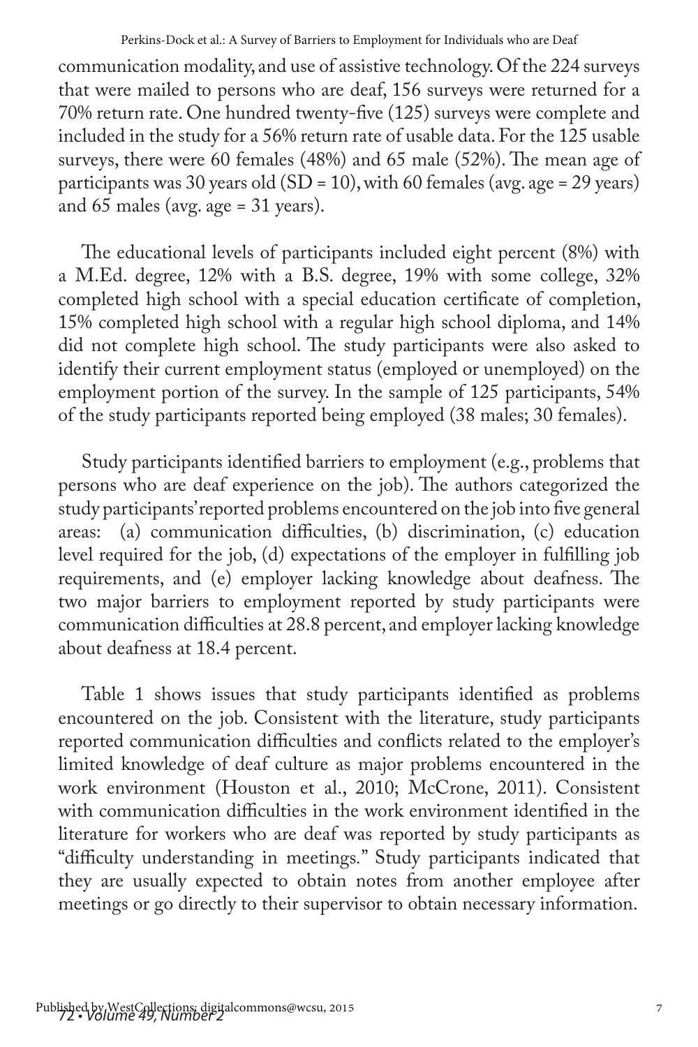communication modality, and use of assistive technology. Of the 224 surveys that were mailed to persons who are deaf, 156 surveys were returned for a 70% return rate. One hundred twenty-five (125) surveys were complete and included in the study for a 56% return rate of usable data. For the 125 usable surveys, there were 60 females (48%) and 65 male (52%). The mean age of participants was 30 years old (SD = 10), with 60 females (avg. age = 29 years) and 65 males (avg. age = 31 years).

The educational levels of participants included eight percent (8%) with a M.Ed. degree, 12% with a B.S. degree, 19% with some college, 32% completed high school with a special education certificate of completion, 15% completed high school with a regular high school diploma, and 14% did not complete high school. The study participants were also asked to identify their current employment status (employed or unemployed) on the employment portion of the survey. In the sample of 125 participants, 54% of the study participants reported being employed (38 males; 30 females).

Study participants identified barriers to employment (e.g., problems that persons who are deaf experience on the job). The authors categorized the study participants' reported problems encountered on the job into five general areas: (a) communication difficulties, (b) discrimination, (c) education level required for the job, (d) expectations of the employer in fulfilling job requirements, and (e) employer lacking knowledge about deafness. The two major barriers to employment reported by study participants were communication difficulties at 28.8 percent, and employer lacking knowledge about deafness at 18.4 percent.

Table 1 shows issues that study participants identified as problems encountered on the job. Consistent with the literature, study participants reported communication difficulties and conflicts related to the employer's limited knowledge of deaf culture as major problems encountered in the work environment (Houston et al., 2010; McCrone, 2011). Consistent with communication difficulties in the work environment identified in the literature for workers who are deaf was reported by study participants as "difficulty understanding in meetings." Study participants indicated that they are usually expected to obtain notes from another employee after meetings or go directly to their supervisor to obtain necessary information.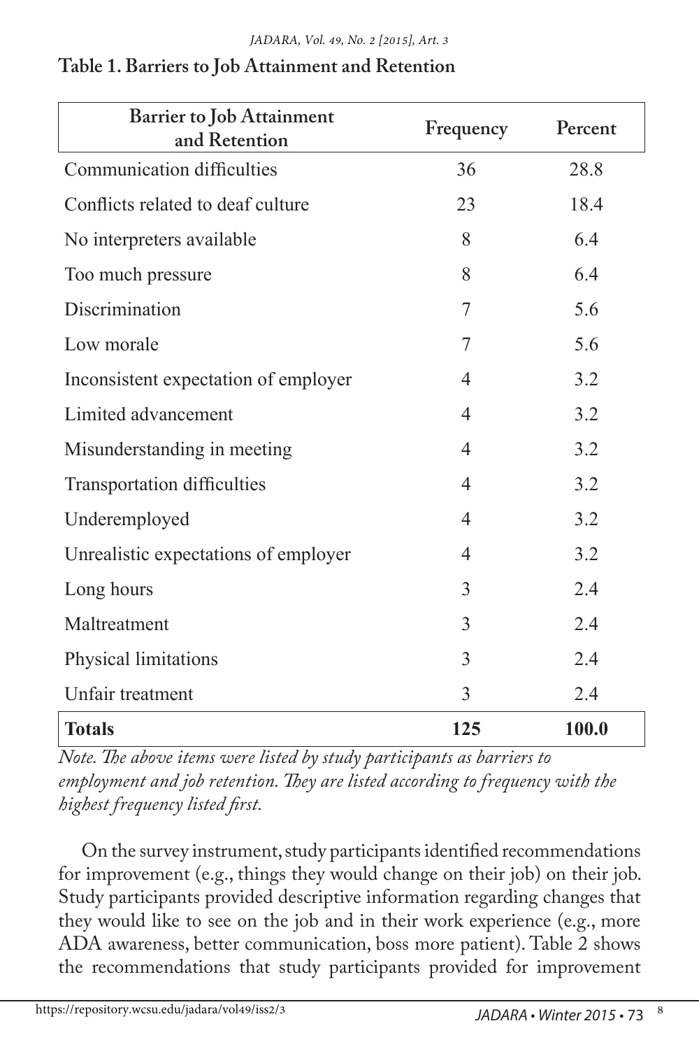**Table 1. Barriers to Job Attainment and Retention**

| Barrier to Job Attainment and Retention | Frequency | Percent |
|---|---|---|
| Communication difficulties | 36 | 28.8 |
| Conflicts related to deaf culture | 23 | 18.4 |
| No interpreters available | 8 | 6.4 |
| Too much pressure | 8 | 6.4 |
| Discrimination | 7 | 5.6 |
| Low morale | 7 | 5.6 |
| Inconsistent expectation of employer | 4 | 3.2 |
| Limited advancement | 4 | 3.2 |
| Misunderstanding in meeting | 4 | 3.2 |
| Transportation difficulties | 4 | 3.2 |
| Underemployed | 4 | 3.2 |
| Unrealistic expectations of employer | 4 | 3.2 |
| Long hours | 3 | 2.4 |
| Maltreatment | 3 | 2.4 |
| Physical limitations | 3 | 2.4 |
| Unfair treatment | 3 | 2.4 |
| **Totals** | **125** | **100.0** |

*Note. The above items were listed by study participants as barriers to employment and job retention. They are listed according to frequency with the highest frequency listed first.*

On the survey instrument, study participants identified recommendations for improvement (e.g., things they would change on their job) on their job. Study participants provided descriptive information regarding changes that they would like to see on the job and in their work experience (e.g., more ADA awareness, better communication, boss more patient). Table 2 shows the recommendations that study participants provided for improvement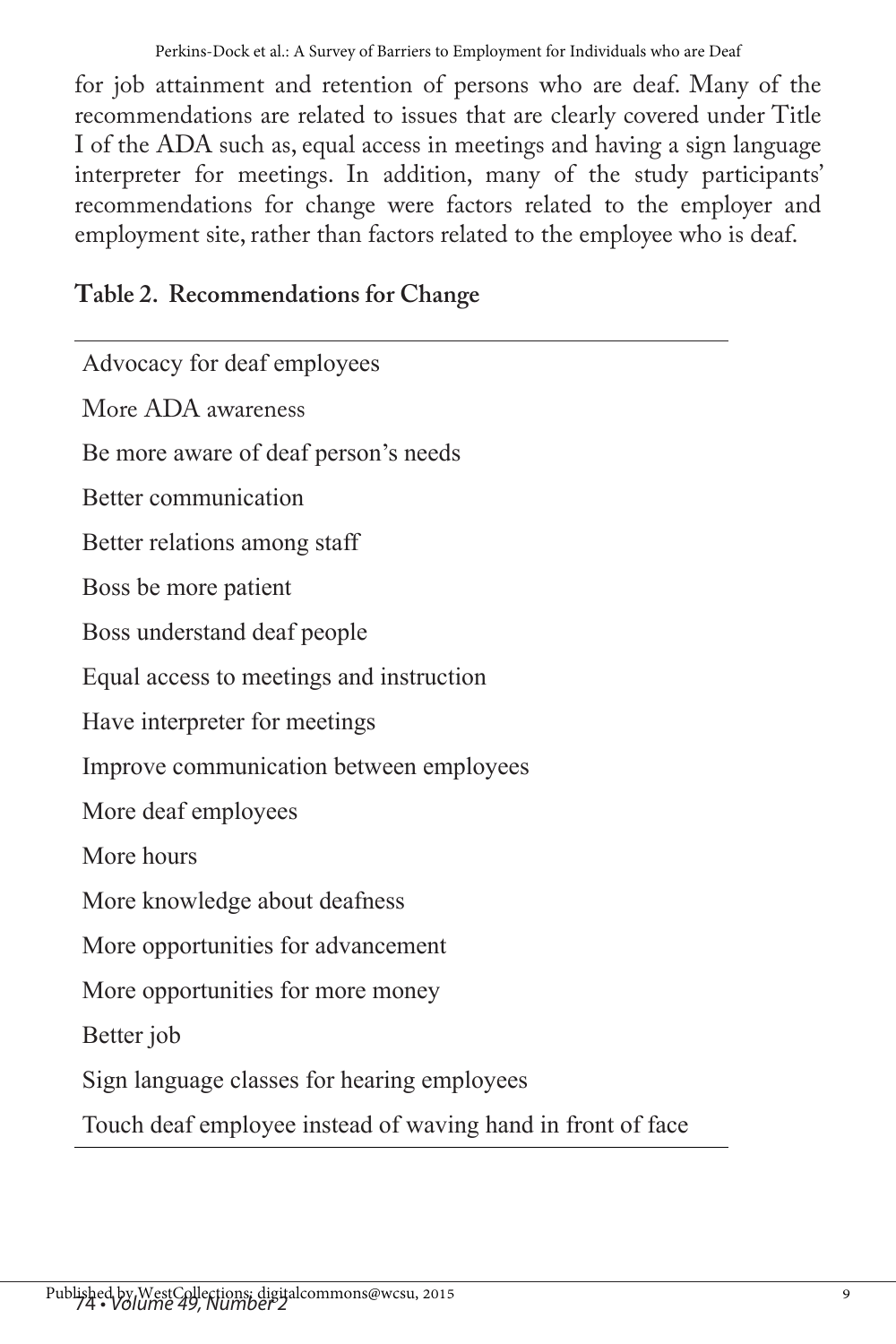for job attainment and retention of persons who are deaf. Many of the recommendations are related to issues that are clearly covered under Title I of the ADA such as, equal access in meetings and having a sign language interpreter for meetings. In addition, many of the study participants' recommendations for change were factors related to the employer and employment site, rather than factors related to the employee who is deaf.

**Table 2. Recommendations for Change**

| |
|---|
| Advocacy for deaf employees |
| More ADA awareness |
| Be more aware of deaf person's needs |
| Better communication |
| Better relations among staff |
| Boss be more patient |
| Boss understand deaf people |
| Equal access to meetings and instruction |
| Have interpreter for meetings |
| Improve communication between employees |
| More deaf employees |
| More hours |
| More knowledge about deafness |
| More opportunities for advancement |
| More opportunities for more money |
| Better job |
| Sign language classes for hearing employees |
| Touch deaf employee instead of waving hand in front of face |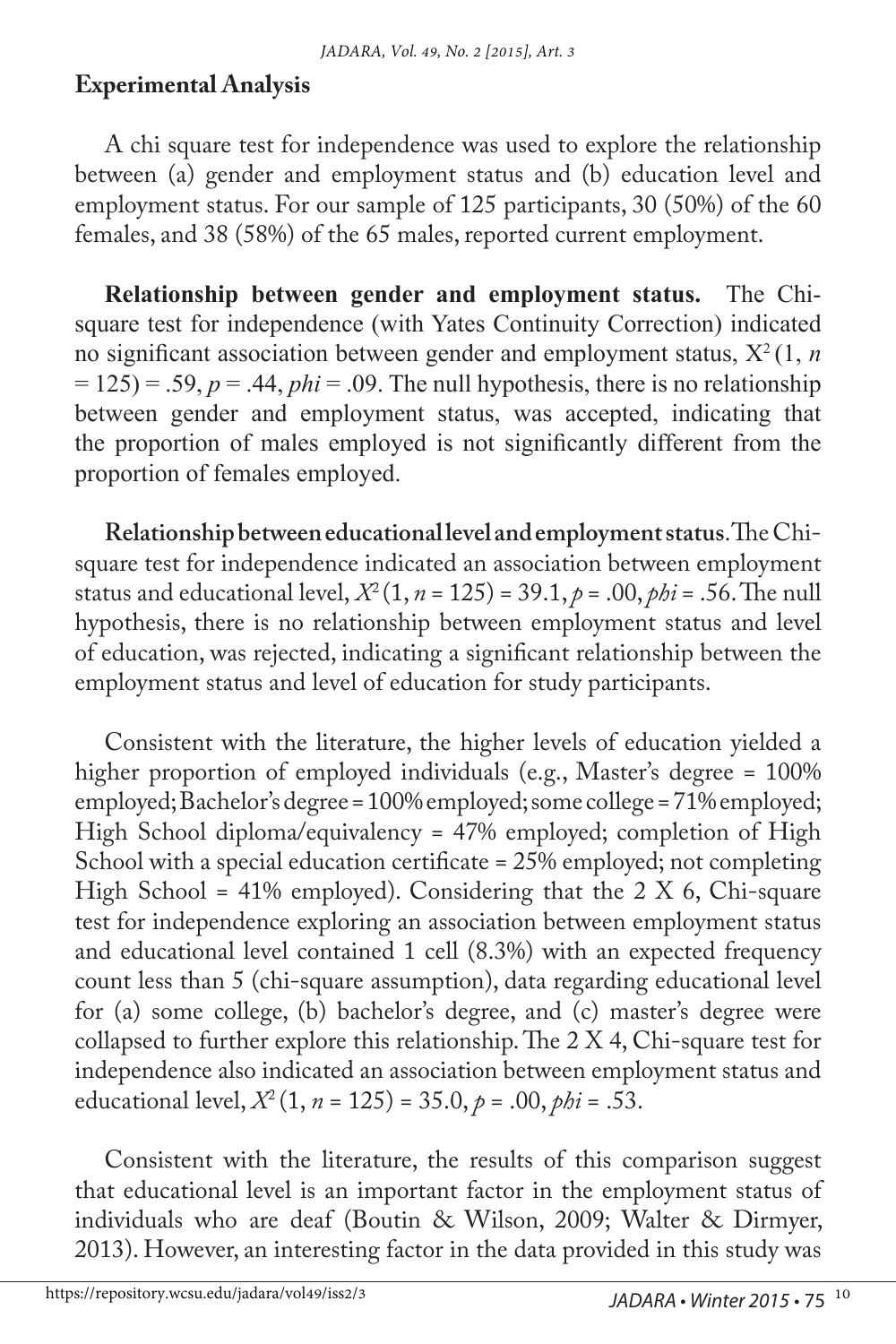## Experimental Analysis

A chi square test for independence was used to explore the relationship between (a) gender and employment status and (b) education level and employment status. For our sample of 125 participants, 30 (50%) of the 60 females, and 38 (58%) of the 65 males, reported current employment.

**Relationship between gender and employment status.** The Chi-square test for independence (with Yates Continuity Correction) indicated no significant association between gender and employment status, $X^2(1, n = 125) = .59, p = .44, phi = .09$. The null hypothesis, there is no relationship between gender and employment status, was accepted, indicating that the proportion of males employed is not significantly different from the proportion of females employed.

**Relationship between educational level and employment status.** The Chi-square test for independence indicated an association between employment status and educational level, $X^2(1, n = 125) = 39.1, p = .00, phi = .56$. The null hypothesis, there is no relationship between employment status and level of education, was rejected, indicating a significant relationship between the employment status and level of education for study participants.

Consistent with the literature, the higher levels of education yielded a higher proportion of employed individuals (e.g., Master's degree = 100% employed; Bachelor's degree = 100% employed; some college = 71% employed; High School diploma/equivalency = 47% employed; completion of High School with a special education certificate = 25% employed; not completing High School = 41% employed). Considering that the 2 X 6, Chi-square test for independence exploring an association between employment status and educational level contained 1 cell (8.3%) with an expected frequency count less than 5 (chi-square assumption), data regarding educational level for (a) some college, (b) bachelor's degree, and (c) master's degree were collapsed to further explore this relationship. The 2 X 4, Chi-square test for independence also indicated an association between employment status and educational level, $X^2(1, n = 125) = 35.0, p = .00, phi = .53$.

Consistent with the literature, the results of this comparison suggest that educational level is an important factor in the employment status of individuals who are deaf (Boutin & Wilson, 2009; Walter & Dirmyer, 2013). However, an interesting factor in the data provided in this study was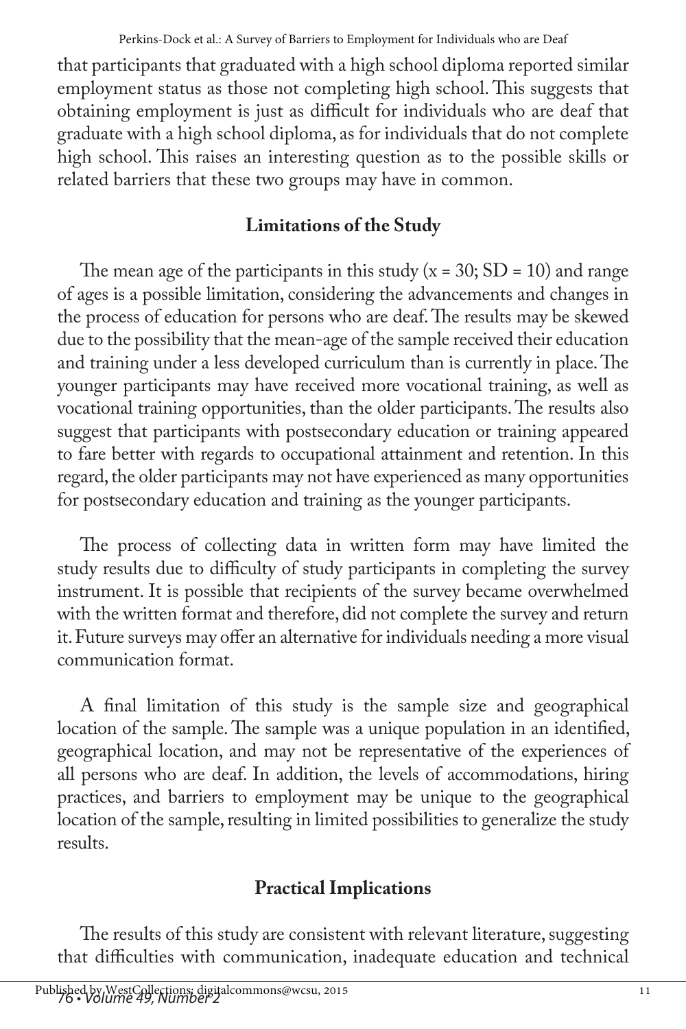that participants that graduated with a high school diploma reported similar employment status as those not completing high school. This suggests that obtaining employment is just as difficult for individuals who are deaf that graduate with a high school diploma, as for individuals that do not complete high school. This raises an interesting question as to the possible skills or related barriers that these two groups may have in common.

## Limitations of the Study

The mean age of the participants in this study ($x = 30$; $SD = 10$) and range of ages is a possible limitation, considering the advancements and changes in the process of education for persons who are deaf. The results may be skewed due to the possibility that the mean-age of the sample received their education and training under a less developed curriculum than is currently in place. The younger participants may have received more vocational training, as well as vocational training opportunities, than the older participants. The results also suggest that participants with postsecondary education or training appeared to fare better with regards to occupational attainment and retention. In this regard, the older participants may not have experienced as many opportunities for postsecondary education and training as the younger participants.

The process of collecting data in written form may have limited the study results due to difficulty of study participants in completing the survey instrument. It is possible that recipients of the survey became overwhelmed with the written format and therefore, did not complete the survey and return it. Future surveys may offer an alternative for individuals needing a more visual communication format.

A final limitation of this study is the sample size and geographical location of the sample. The sample was a unique population in an identified, geographical location, and may not be representative of the experiences of all persons who are deaf. In addition, the levels of accommodations, hiring practices, and barriers to employment may be unique to the geographical location of the sample, resulting in limited possibilities to generalize the study results.

## Practical Implications

The results of this study are consistent with relevant literature, suggesting that difficulties with communication, inadequate education and technical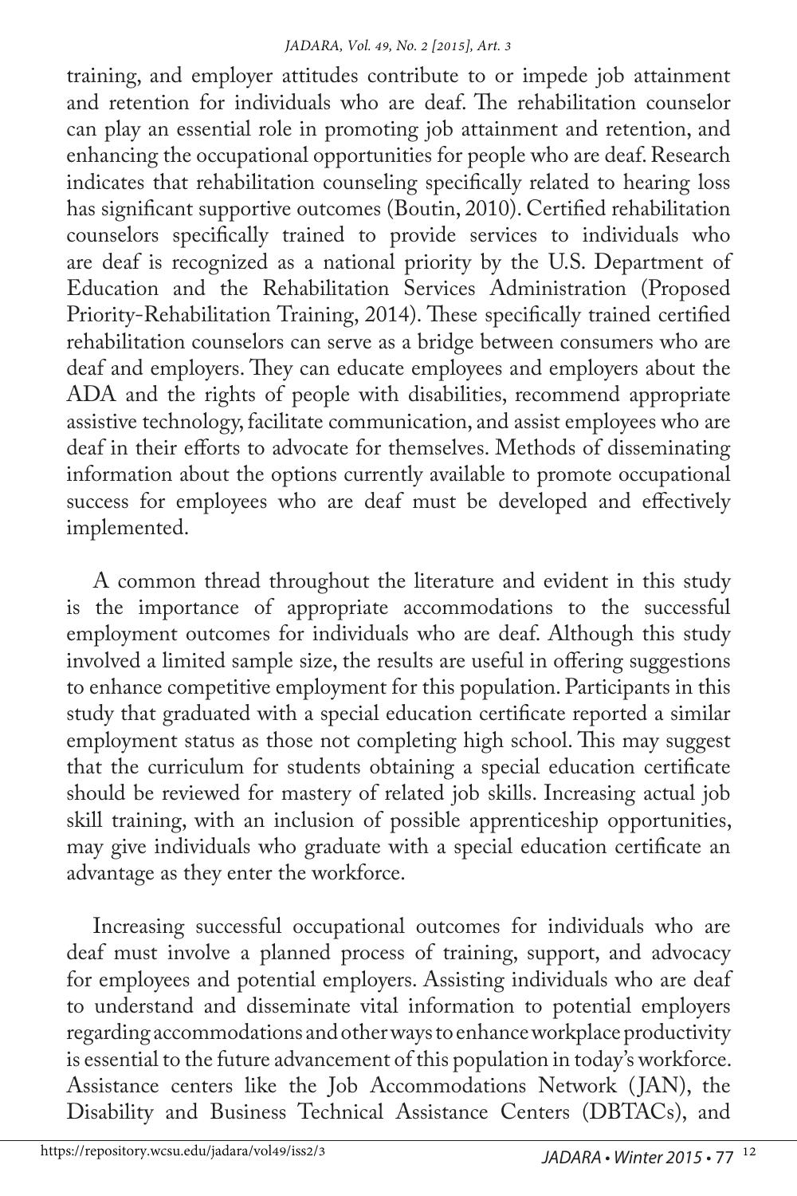training, and employer attitudes contribute to or impede job attainment and retention for individuals who are deaf. The rehabilitation counselor can play an essential role in promoting job attainment and retention, and enhancing the occupational opportunities for people who are deaf. Research indicates that rehabilitation counseling specifically related to hearing loss has significant supportive outcomes (Boutin, 2010). Certified rehabilitation counselors specifically trained to provide services to individuals who are deaf is recognized as a national priority by the U.S. Department of Education and the Rehabilitation Services Administration (Proposed Priority-Rehabilitation Training, 2014). These specifically trained certified rehabilitation counselors can serve as a bridge between consumers who are deaf and employers. They can educate employees and employers about the ADA and the rights of people with disabilities, recommend appropriate assistive technology, facilitate communication, and assist employees who are deaf in their efforts to advocate for themselves. Methods of disseminating information about the options currently available to promote occupational success for employees who are deaf must be developed and effectively implemented.

A common thread throughout the literature and evident in this study is the importance of appropriate accommodations to the successful employment outcomes for individuals who are deaf. Although this study involved a limited sample size, the results are useful in offering suggestions to enhance competitive employment for this population. Participants in this study that graduated with a special education certificate reported a similar employment status as those not completing high school. This may suggest that the curriculum for students obtaining a special education certificate should be reviewed for mastery of related job skills. Increasing actual job skill training, with an inclusion of possible apprenticeship opportunities, may give individuals who graduate with a special education certificate an advantage as they enter the workforce.

Increasing successful occupational outcomes for individuals who are deaf must involve a planned process of training, support, and advocacy for employees and potential employers. Assisting individuals who are deaf to understand and disseminate vital information to potential employers regarding accommodations and other ways to enhance workplace productivity is essential to the future advancement of this population in today's workforce. Assistance centers like the Job Accommodations Network (JAN), the Disability and Business Technical Assistance Centers (DBTACs), and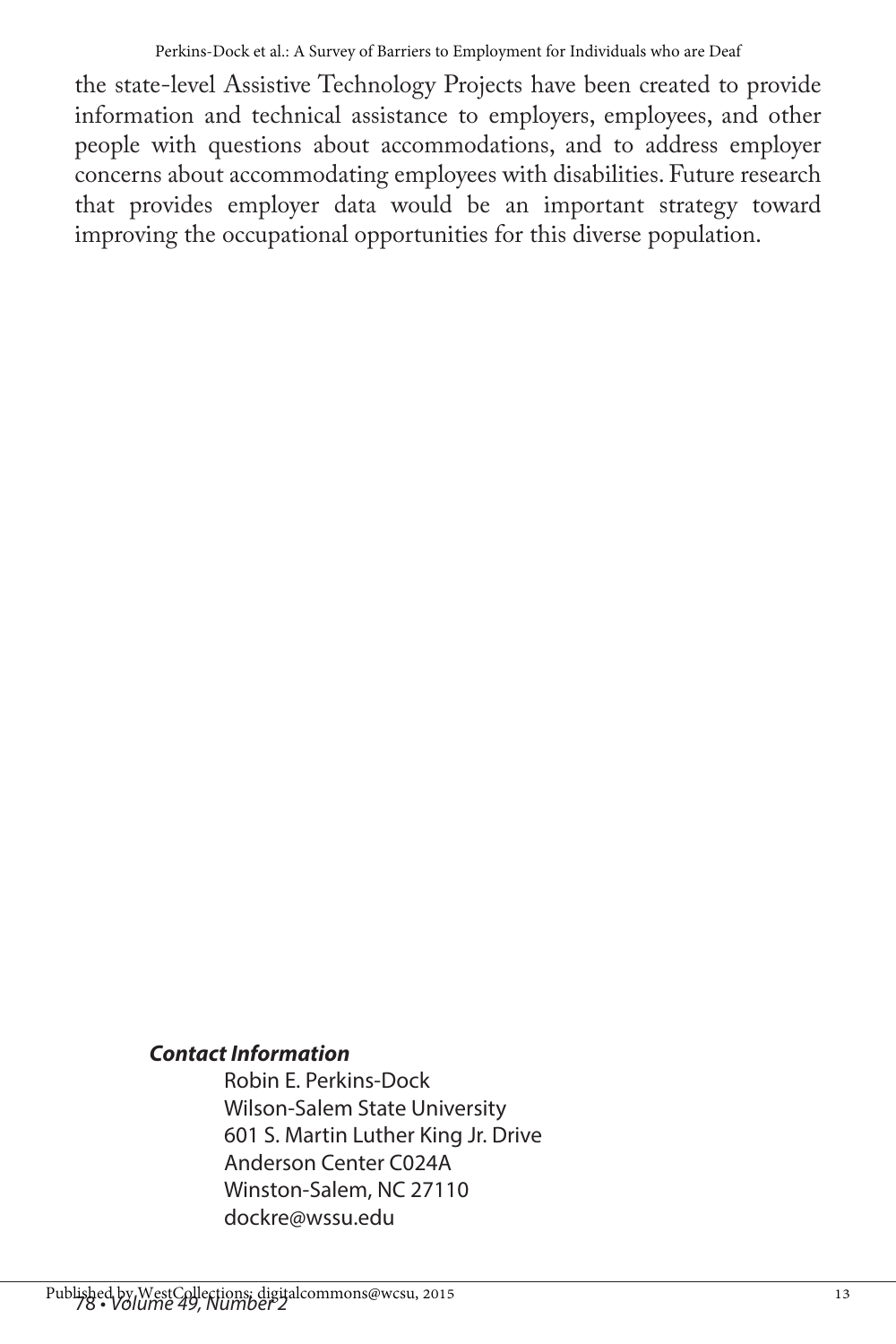the state-level Assistive Technology Projects have been created to provide information and technical assistance to employers, employees, and other people with questions about accommodations, and to address employer concerns about accommodating employees with disabilities. Future research that provides employer data would be an important strategy toward improving the occupational opportunities for this diverse population.

***Contact Information***

Robin E. Perkins-Dock
Wilson-Salem State University
601 S. Martin Luther King Jr. Drive
Anderson Center C024A
Winston-Salem, NC 27110
dockre@wssu.edu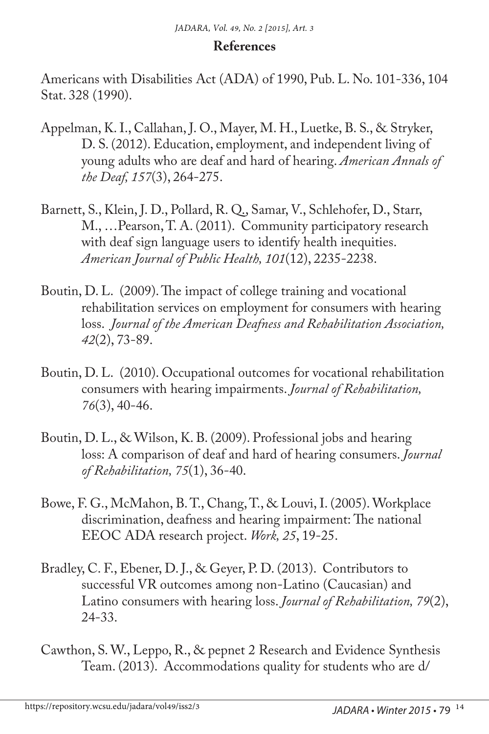## References

Americans with Disabilities Act (ADA) of 1990, Pub. L. No. 101-336, 104 Stat. 328 (1990).

Appelman, K. I., Callahan, J. O., Mayer, M. H., Luetke, B. S., & Stryker, D. S. (2012). Education, employment, and independent living of young adults who are deaf and hard of hearing. *American Annals of the Deaf, 157*(3), 264-275.

Barnett, S., Klein, J. D., Pollard, R. Q., Samar, V., Schlehofer, D., Starr, M., …Pearson, T. A. (2011). Community participatory research with deaf sign language users to identify health inequities. *American Journal of Public Health, 101*(12), 2235-2238.

Boutin, D. L. (2009). The impact of college training and vocational rehabilitation services on employment for consumers with hearing loss. *Journal of the American Deafness and Rehabilitation Association, 42*(2), 73-89.

Boutin, D. L. (2010). Occupational outcomes for vocational rehabilitation consumers with hearing impairments. *Journal of Rehabilitation, 76*(3), 40-46.

Boutin, D. L., & Wilson, K. B. (2009). Professional jobs and hearing loss: A comparison of deaf and hard of hearing consumers. *Journal of Rehabilitation, 75*(1), 36-40.

Bowe, F. G., McMahon, B. T., Chang, T., & Louvi, I. (2005). Workplace discrimination, deafness and hearing impairment: The national EEOC ADA research project. *Work, 25*, 19-25.

Bradley, C. F., Ebener, D. J., & Geyer, P. D. (2013). Contributors to successful VR outcomes among non-Latino (Caucasian) and Latino consumers with hearing loss. *Journal of Rehabilitation, 79*(2), 24-33.

Cawthon, S. W., Leppo, R., & pepnet 2 Research and Evidence Synthesis Team. (2013). Accommodations quality for students who are d/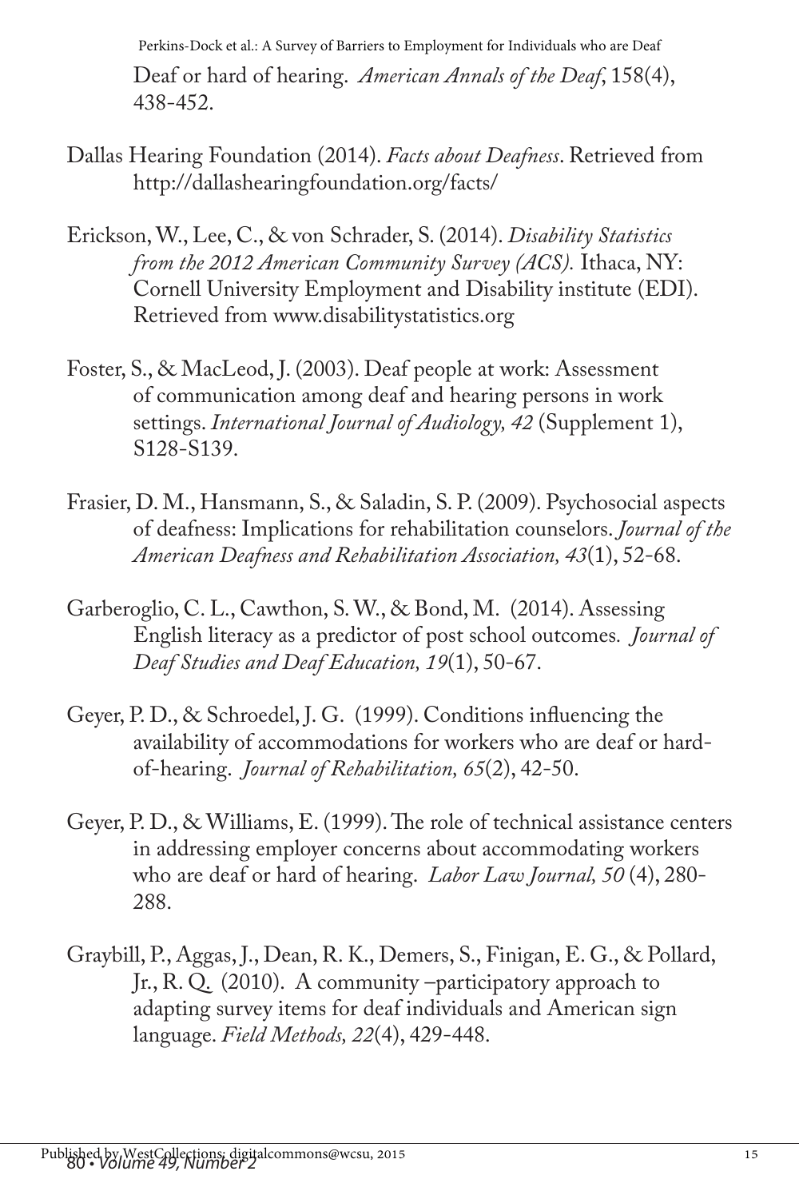Deaf or hard of hearing. *American Annals of the Deaf*, 158(4), 438-452.

Dallas Hearing Foundation (2014). *Facts about Deafness*. Retrieved from http://dallashearingfoundation.org/facts/

Erickson, W., Lee, C., & von Schrader, S. (2014). *Disability Statistics from the 2012 American Community Survey (ACS).* Ithaca, NY: Cornell University Employment and Disability institute (EDI). Retrieved from www.disabilitystatistics.org

Foster, S., & MacLeod, J. (2003). Deaf people at work: Assessment of communication among deaf and hearing persons in work settings. *International Journal of Audiology, 42* (Supplement 1), S128-S139.

Frasier, D. M., Hansmann, S., & Saladin, S. P. (2009). Psychosocial aspects of deafness: Implications for rehabilitation counselors. *Journal of the American Deafness and Rehabilitation Association, 43*(1), 52-68.

Garberoglio, C. L., Cawthon, S. W., & Bond, M. (2014). Assessing English literacy as a predictor of post school outcomes. *Journal of Deaf Studies and Deaf Education, 19*(1), 50-67.

Geyer, P. D., & Schroedel, J. G. (1999). Conditions influencing the availability of accommodations for workers who are deaf or hard-of-hearing. *Journal of Rehabilitation, 65*(2), 42-50.

Geyer, P. D., & Williams, E. (1999). The role of technical assistance centers in addressing employer concerns about accommodating workers who are deaf or hard of hearing. *Labor Law Journal, 50* (4), 280-288.

Graybill, P., Aggas, J., Dean, R. K., Demers, S., Finigan, E. G., & Pollard, Jr., R. Q. (2010). A community –participatory approach to adapting survey items for deaf individuals and American sign language. *Field Methods, 22*(4), 429-448.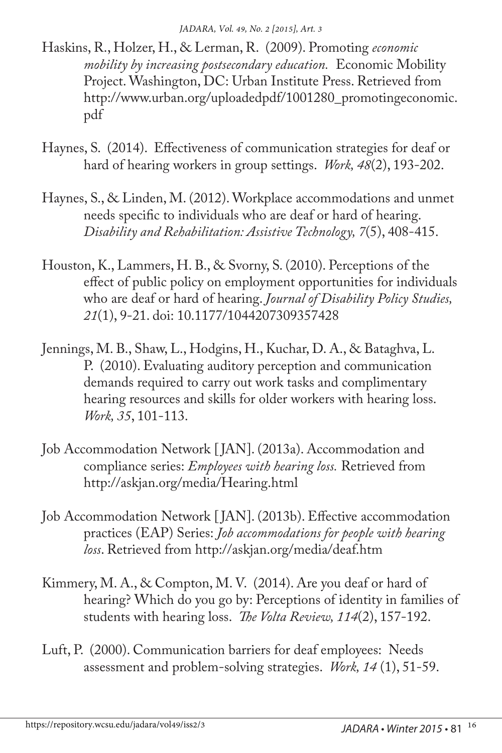Haskins, R., Holzer, H., & Lerman, R. (2009). Promoting *economic mobility by increasing postsecondary education.* Economic Mobility Project. Washington, DC: Urban Institute Press. Retrieved from http://www.urban.org/uploadedpdf/1001280_promotingeconomic.pdf

Haynes, S. (2014). Effectiveness of communication strategies for deaf or hard of hearing workers in group settings. *Work, 48*(2), 193-202.

Haynes, S., & Linden, M. (2012). Workplace accommodations and unmet needs specific to individuals who are deaf or hard of hearing. *Disability and Rehabilitation: Assistive Technology, 7*(5), 408-415.

Houston, K., Lammers, H. B., & Svorny, S. (2010). Perceptions of the effect of public policy on employment opportunities for individuals who are deaf or hard of hearing. *Journal of Disability Policy Studies, 21*(1), 9-21. doi: 10.1177/1044207309357428

Jennings, M. B., Shaw, L., Hodgins, H., Kuchar, D. A., & Bataghva, L. P. (2010). Evaluating auditory perception and communication demands required to carry out work tasks and complimentary hearing resources and skills for older workers with hearing loss. *Work, 35*, 101-113.

Job Accommodation Network [JAN]. (2013a). Accommodation and compliance series: *Employees with hearing loss.* Retrieved from http://askjan.org/media/Hearing.html

Job Accommodation Network [JAN]. (2013b). Effective accommodation practices (EAP) Series: *Job accommodations for people with hearing loss*. Retrieved from http://askjan.org/media/deaf.htm

Kimmery, M. A., & Compton, M. V. (2014). Are you deaf or hard of hearing? Which do you go by: Perceptions of identity in families of students with hearing loss. *The Volta Review, 114*(2), 157-192.

Luft, P. (2000). Communication barriers for deaf employees: Needs assessment and problem-solving strategies. *Work, 14* (1), 51-59.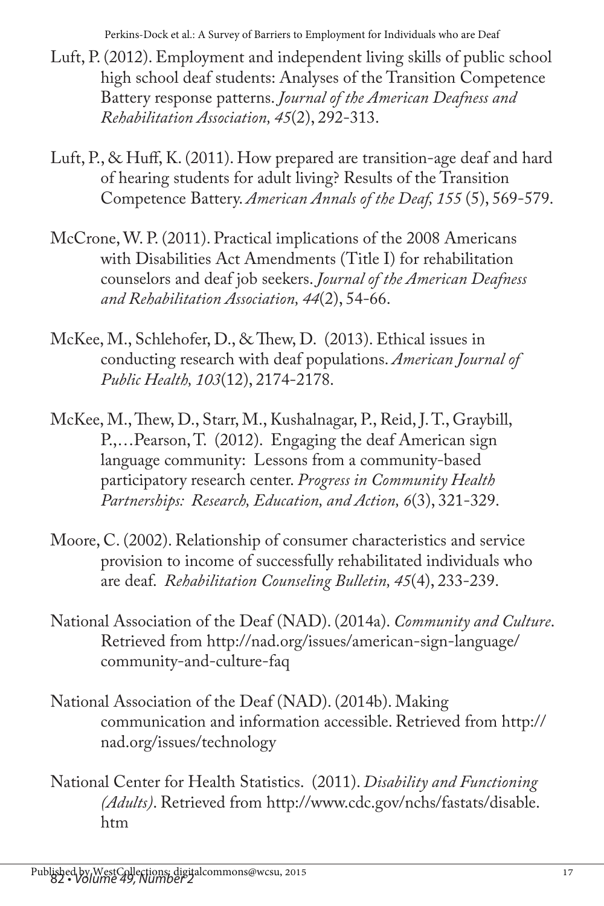Luft, P. (2012). Employment and independent living skills of public school high school deaf students: Analyses of the Transition Competence Battery response patterns. *Journal of the American Deafness and Rehabilitation Association, 45*(2), 292-313.

Luft, P., & Huff, K. (2011). How prepared are transition-age deaf and hard of hearing students for adult living? Results of the Transition Competence Battery. *American Annals of the Deaf, 155* (5), 569-579.

McCrone, W. P. (2011). Practical implications of the 2008 Americans with Disabilities Act Amendments (Title I) for rehabilitation counselors and deaf job seekers. *Journal of the American Deafness and Rehabilitation Association, 44*(2), 54-66.

McKee, M., Schlehofer, D., & Thew, D. (2013). Ethical issues in conducting research with deaf populations. *American Journal of Public Health, 103*(12), 2174-2178.

McKee, M., Thew, D., Starr, M., Kushalnagar, P., Reid, J. T., Graybill, P.,…Pearson, T. (2012). Engaging the deaf American sign language community: Lessons from a community-based participatory research center. *Progress in Community Health Partnerships: Research, Education, and Action, 6*(3), 321-329.

Moore, C. (2002). Relationship of consumer characteristics and service provision to income of successfully rehabilitated individuals who are deaf. *Rehabilitation Counseling Bulletin, 45*(4), 233-239.

National Association of the Deaf (NAD). (2014a). *Community and Culture*. Retrieved from http://nad.org/issues/american-sign-language/community-and-culture-faq

National Association of the Deaf (NAD). (2014b). Making communication and information accessible. Retrieved from http://nad.org/issues/technology

National Center for Health Statistics. (2011). *Disability and Functioning (Adults)*. Retrieved from http://www.cdc.gov/nchs/fastats/disable.htm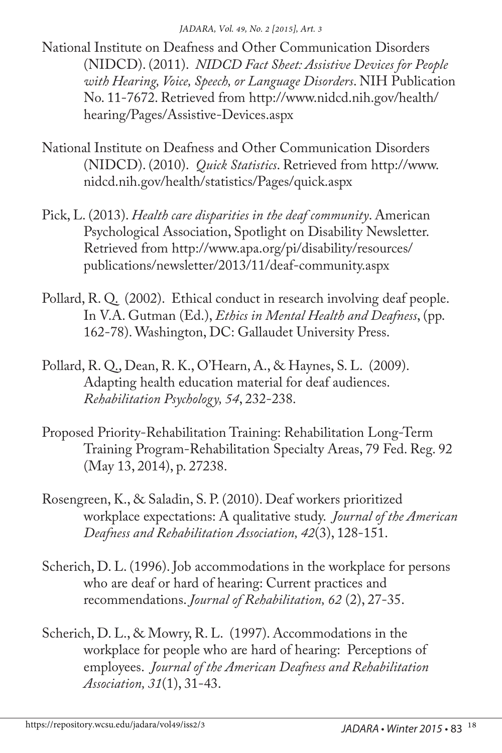National Institute on Deafness and Other Communication Disorders (NIDCD). (2011). *NIDCD Fact Sheet: Assistive Devices for People with Hearing, Voice, Speech, or Language Disorders*. NIH Publication No. 11-7672. Retrieved from http://www.nidcd.nih.gov/health/hearing/Pages/Assistive-Devices.aspx

National Institute on Deafness and Other Communication Disorders (NIDCD). (2010). *Quick Statistics*. Retrieved from http://www.nidcd.nih.gov/health/statistics/Pages/quick.aspx

Pick, L. (2013). *Health care disparities in the deaf community*. American Psychological Association, Spotlight on Disability Newsletter. Retrieved from http://www.apa.org/pi/disability/resources/publications/newsletter/2013/11/deaf-community.aspx

Pollard, R. Q. (2002). Ethical conduct in research involving deaf people. In V.A. Gutman (Ed.), *Ethics in Mental Health and Deafness*, (pp. 162-78). Washington, DC: Gallaudet University Press.

Pollard, R. Q., Dean, R. K., O'Hearn, A., & Haynes, S. L. (2009). Adapting health education material for deaf audiences. *Rehabilitation Psychology, 54*, 232-238.

Proposed Priority-Rehabilitation Training: Rehabilitation Long-Term Training Program-Rehabilitation Specialty Areas, 79 Fed. Reg. 92 (May 13, 2014), p. 27238.

Rosengreen, K., & Saladin, S. P. (2010). Deaf workers prioritized workplace expectations: A qualitative study. *Journal of the American Deafness and Rehabilitation Association, 42*(3), 128-151.

Scherich, D. L. (1996). Job accommodations in the workplace for persons who are deaf or hard of hearing: Current practices and recommendations. *Journal of Rehabilitation, 62* (2), 27-35.

Scherich, D. L., & Mowry, R. L. (1997). Accommodations in the workplace for people who are hard of hearing: Perceptions of employees. *Journal of the American Deafness and Rehabilitation Association, 31*(1), 31-43.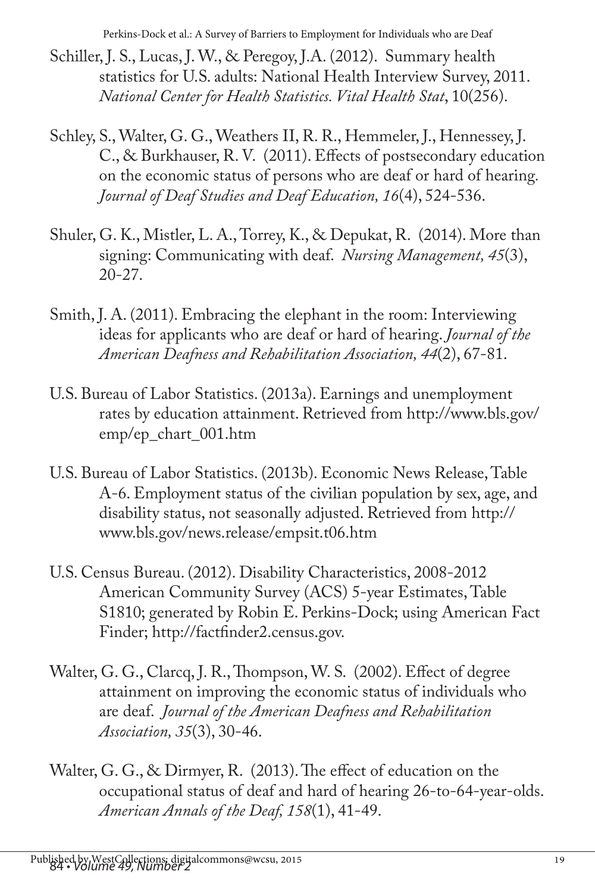Schiller, J. S., Lucas, J. W., & Peregoy, J.A. (2012). Summary health statistics for U.S. adults: National Health Interview Survey, 2011. *National Center for Health Statistics. Vital Health Stat*, 10(256).

Schley, S., Walter, G. G., Weathers II, R. R., Hemmeler, J., Hennessey, J. C., & Burkhauser, R. V. (2011). Effects of postsecondary education on the economic status of persons who are deaf or hard of hearing. *Journal of Deaf Studies and Deaf Education, 16*(4), 524-536.

Shuler, G. K., Mistler, L. A., Torrey, K., & Depukat, R. (2014). More than signing: Communicating with deaf. *Nursing Management, 45*(3), 20-27.

Smith, J. A. (2011). Embracing the elephant in the room: Interviewing ideas for applicants who are deaf or hard of hearing. *Journal of the American Deafness and Rehabilitation Association, 44*(2), 67-81.

U.S. Bureau of Labor Statistics. (2013a). Earnings and unemployment rates by education attainment. Retrieved from http://www.bls.gov/emp/ep_chart_001.htm

U.S. Bureau of Labor Statistics. (2013b). Economic News Release, Table A-6. Employment status of the civilian population by sex, age, and disability status, not seasonally adjusted. Retrieved from http://www.bls.gov/news.release/empsit.t06.htm

U.S. Census Bureau. (2012). Disability Characteristics, 2008-2012 American Community Survey (ACS) 5-year Estimates, Table S1810; generated by Robin E. Perkins-Dock; using American Fact Finder; http://factfinder2.census.gov.

Walter, G. G., Clarcq, J. R., Thompson, W. S. (2002). Effect of degree attainment on improving the economic status of individuals who are deaf. *Journal of the American Deafness and Rehabilitation Association, 35*(3), 30-46.

Walter, G. G., & Dirmyer, R. (2013). The effect of education on the occupational status of deaf and hard of hearing 26-to-64-year-olds. *American Annals of the Deaf, 158*(1), 41-49.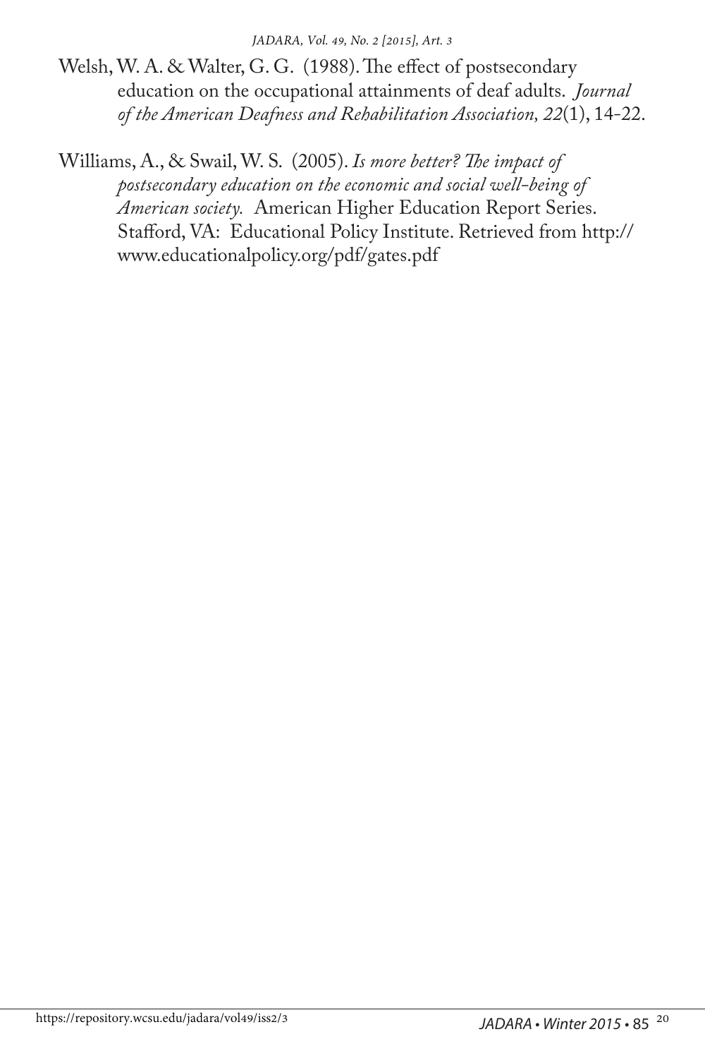Welsh, W. A. & Walter, G. G. (1988). The effect of postsecondary education on the occupational attainments of deaf adults. *Journal of the American Deafness and Rehabilitation Association, 22*(1), 14-22.

Williams, A., & Swail, W. S. (2005). *Is more better? The impact of postsecondary education on the economic and social well-being of American society.* American Higher Education Report Series. Stafford, VA: Educational Policy Institute. Retrieved from http://www.educationalpolicy.org/pdf/gates.pdf